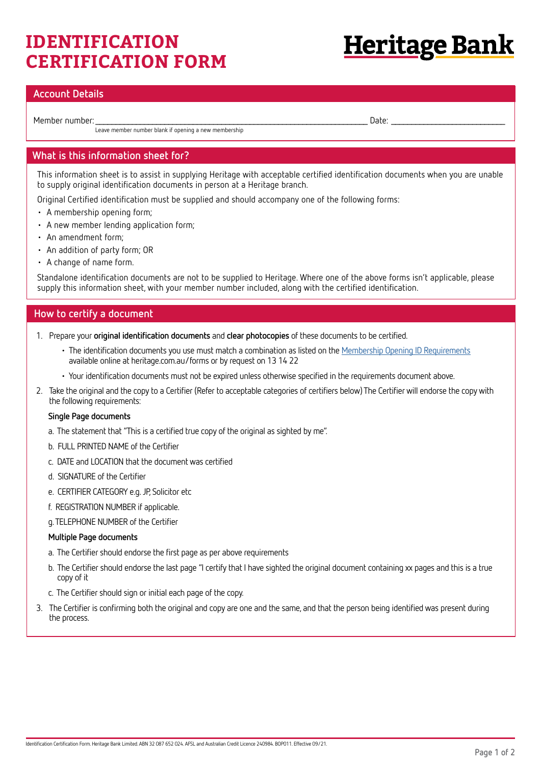# IDENTIFICATION CERTIFICATION FORM

Heritage Bank

## Account Details

Member number: ___________________________________________ Date: ____________________

Leave member number blank if opening a new membership

## What is this information sheet for?

This information sheet is to assist in supplying Heritage with acceptable certified identification documents when you are unable to supply original identification documents in person at a Heritage branch.

Original Certified identification must be supplied and should accompany one of the following forms:

- A membership opening form;
- A new member lending application form;
- An amendment form;
- An addition of party form; OR
- A change of name form.

Standalone identification documents are not to be supplied to Heritage. Where one of the above forms isn't applicable, please supply this information sheet, with your member number included, along with the certified identification.

## How to certify a document

1. Prepare your **original identification documents** and **clear photocopies** of these documents to be certified.
   - The identification documents you use must match a combination as listed on the Membership Opening ID Requirements available online at heritage.com.au/forms or by request on 13 14 22
   - Your identification documents must not be expired unless otherwise specified in the requirements document above.
2. Take the original and the copy to a Certifier (Refer to acceptable categories of certifiers below) The Certifier will endorse the copy with the following requirements:

   **Single Page documents**

   a. The statement that "This is a certified true copy of the original as sighted by me".

   b. FULL PRINTED NAME of the Certifier

   c. DATE and LOCATION that the document was certified

   d. SIGNATURE of the Certifier

   e. CERTIFIER CATEGORY e.g. JP, Solicitor etc

   f. REGISTRATION NUMBER if applicable.

   g. TELEPHONE NUMBER of the Certifier

   **Multiple Page documents**

   a. The Certifier should endorse the first page as per above requirements

   b. The Certifier should endorse the last page "I certify that I have sighted the original document containing xx pages and this is a true copy of it

   c. The Certifier should sign or initial each page of the copy.
3. The Certifier is confirming both the original and copy are one and the same, and that the person being identified was present during the process.

Identification Certification Form. Heritage Bank Limited. ABN 32 087 652 024. AFSL and Australian Credit Licence 240984. BOP011. Effective 09/21.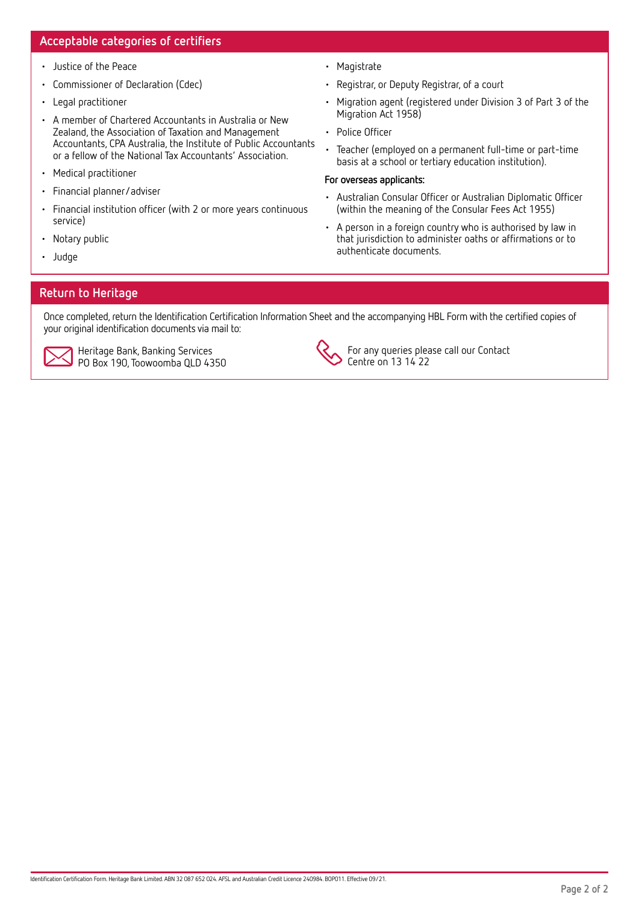## Acceptable categories of certifiers

- Justice of the Peace
- Commissioner of Declaration (Cdec)
- Legal practitioner
- A member of Chartered Accountants in Australia or New Zealand, the Association of Taxation and Management Accountants, CPA Australia, the Institute of Public Accountants or a fellow of the National Tax Accountants' Association.
- Medical practitioner
- Financial planner/adviser
- Financial institution officer (with 2 or more years continuous service)
- Notary public
- Judge
- Magistrate
- Registrar, or Deputy Registrar, of a court
- Migration agent (registered under Division 3 of Part 3 of the Migration Act 1958)
- Police Officer
- Teacher (employed on a permanent full-time or part-time basis at a school or tertiary education institution).

**For overseas applicants:**

- Australian Consular Officer or Australian Diplomatic Officer (within the meaning of the Consular Fees Act 1955)
- A person in a foreign country who is authorised by law in that jurisdiction to administer oaths or affirmations or to authenticate documents.

## Return to Heritage

Once completed, return the Identification Certification Information Sheet and the accompanying HBL Form with the certified copies of your original identification documents via mail to:

Heritage Bank, Banking Services
PO Box 190, Toowoomba QLD 4350

For any queries please call our Contact Centre on 13 14 22

Identification Certification Form. Heritage Bank Limited. ABN 32 087 652 024. AFSL and Australian Credit Licence 240984. BOP011. Effective 09/21.